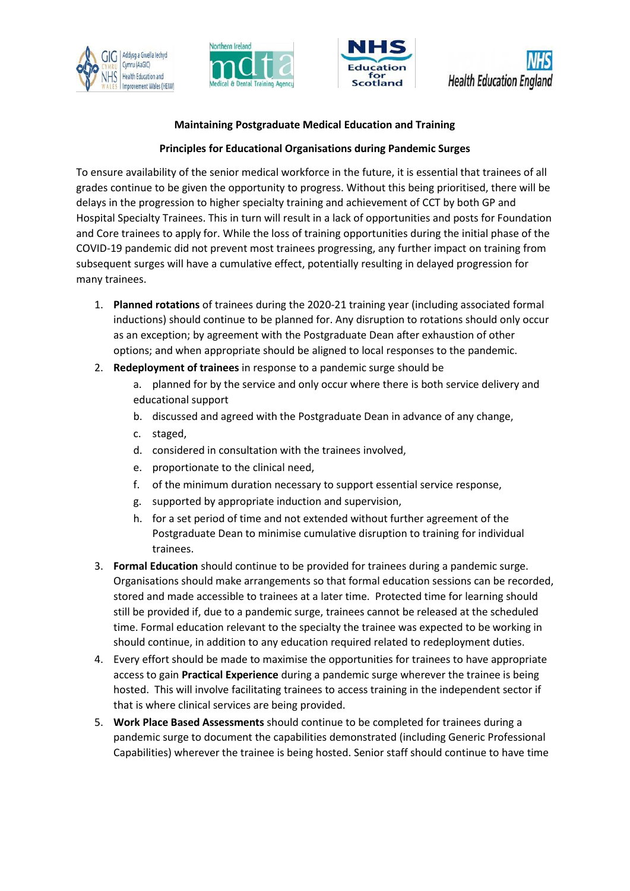**Maintaining Postgraduate Medical Education and Training**

**Principles for Educational Organisations during Pandemic Surges**

To ensure availability of the senior medical workforce in the future, it is essential that trainees of all grades continue to be given the opportunity to progress. Without this being prioritised, there will be delays in the progression to higher specialty training and achievement of CCT by both GP and Hospital Specialty Trainees. This in turn will result in a lack of opportunities and posts for Foundation and Core trainees to apply for. While the loss of training opportunities during the initial phase of the COVID-19 pandemic did not prevent most trainees progressing, any further impact on training from subsequent surges will have a cumulative effect, potentially resulting in delayed progression for many trainees.

1. **Planned rotations** of trainees during the 2020-21 training year (including associated formal inductions) should continue to be planned for. Any disruption to rotations should only occur as an exception; by agreement with the Postgraduate Dean after exhaustion of other options; and when appropriate should be aligned to local responses to the pandemic.
2. **Redeployment of trainees** in response to a pandemic surge should be
   a. planned for by the service and only occur where there is both service delivery and educational support
   b. discussed and agreed with the Postgraduate Dean in advance of any change,
   c. staged,
   d. considered in consultation with the trainees involved,
   e. proportionate to the clinical need,
   f. of the minimum duration necessary to support essential service response,
   g. supported by appropriate induction and supervision,
   h. for a set period of time and not extended without further agreement of the Postgraduate Dean to minimise cumulative disruption to training for individual trainees.
3. **Formal Education** should continue to be provided for trainees during a pandemic surge. Organisations should make arrangements so that formal education sessions can be recorded, stored and made accessible to trainees at a later time. Protected time for learning should still be provided if, due to a pandemic surge, trainees cannot be released at the scheduled time. Formal education relevant to the specialty the trainee was expected to be working in should continue, in addition to any education required related to redeployment duties.
4. Every effort should be made to maximise the opportunities for trainees to have appropriate access to gain **Practical Experience** during a pandemic surge wherever the trainee is being hosted. This will involve facilitating trainees to access training in the independent sector if that is where clinical services are being provided.
5. **Work Place Based Assessments** should continue to be completed for trainees during a pandemic surge to document the capabilities demonstrated (including Generic Professional Capabilities) wherever the trainee is being hosted. Senior staff should continue to have time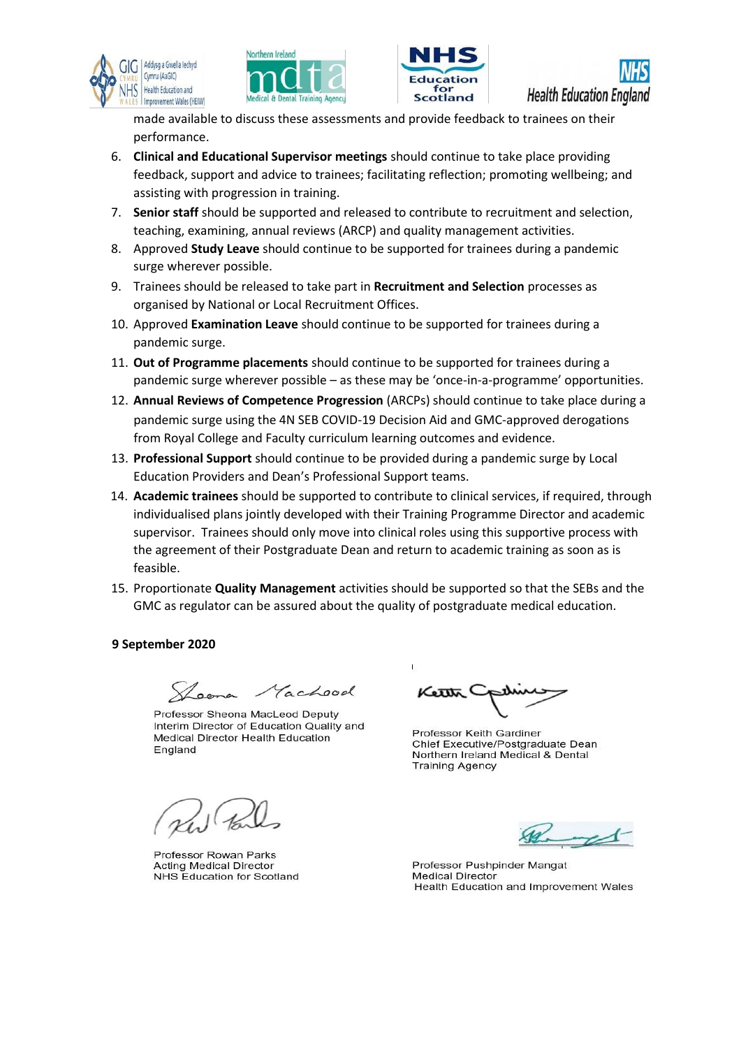made available to discuss these assessments and provide feedback to trainees on their performance.

6. **Clinical and Educational Supervisor meetings** should continue to take place providing feedback, support and advice to trainees; facilitating reflection; promoting wellbeing; and assisting with progression in training.
7. **Senior staff** should be supported and released to contribute to recruitment and selection, teaching, examining, annual reviews (ARCP) and quality management activities.
8. Approved **Study Leave** should continue to be supported for trainees during a pandemic surge wherever possible.
9. Trainees should be released to take part in **Recruitment and Selection** processes as organised by National or Local Recruitment Offices.
10. Approved **Examination Leave** should continue to be supported for trainees during a pandemic surge.
11. **Out of Programme placements** should continue to be supported for trainees during a pandemic surge wherever possible – as these may be 'once-in-a-programme' opportunities.
12. **Annual Reviews of Competence Progression** (ARCPs) should continue to take place during a pandemic surge using the 4N SEB COVID-19 Decision Aid and GMC-approved derogations from Royal College and Faculty curriculum learning outcomes and evidence.
13. **Professional Support** should continue to be provided during a pandemic surge by Local Education Providers and Dean's Professional Support teams.
14. **Academic trainees** should be supported to contribute to clinical services, if required, through individualised plans jointly developed with their Training Programme Director and academic supervisor. Trainees should only move into clinical roles using this supportive process with the agreement of their Postgraduate Dean and return to academic training as soon as is feasible.
15. Proportionate **Quality Management** activities should be supported so that the SEBs and the GMC as regulator can be assured about the quality of postgraduate medical education.

**9 September 2020**

Professor Sheona MacLeod Deputy Interim Director of Education Quality and Medical Director Health Education England

Professor Keith Gardiner
Chief Executive/Postgraduate Dean
Northern Ireland Medical & Dental Training Agency

Professor Rowan Parks
Acting Medical Director
NHS Education for Scotland

Professor Pushpinder Mangat
Medical Director
Health Education and Improvement Wales